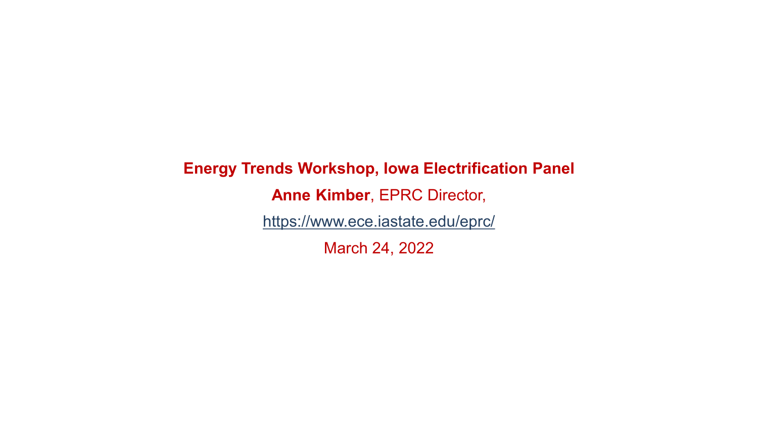**Energy Trends Workshop, Iowa Electrification Panel**

**Anne Kimber**, EPRC Director,

https://www.ece.iastate.edu/eprc/

March 24, 2022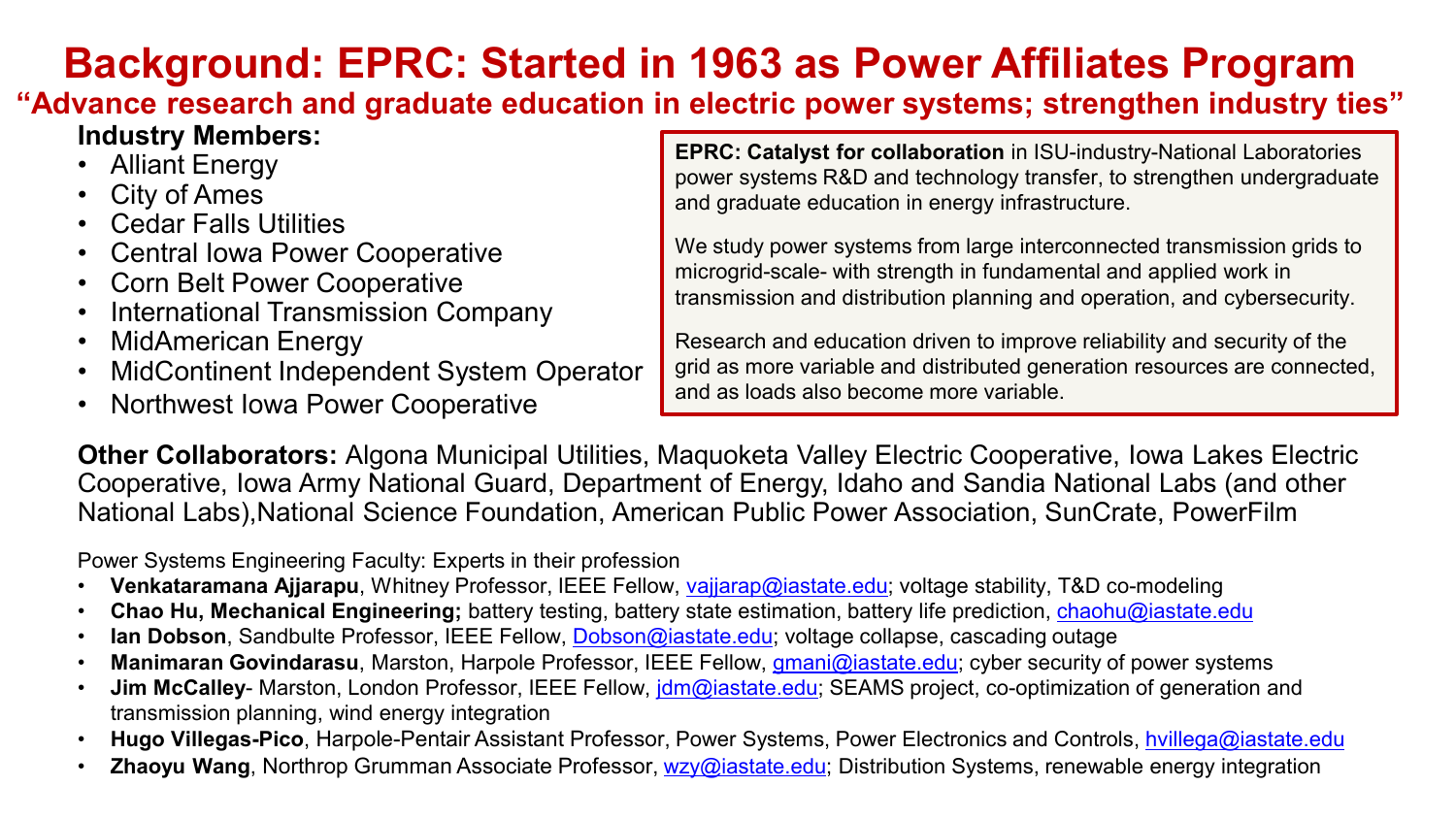# Background: EPRC: Started in 1963 as Power Affiliates Program

## "Advance research and graduate education in electric power systems; strengthen industry ties"

**Industry Members:**

- Alliant Energy
- City of Ames
- Cedar Falls Utilities
- Central Iowa Power Cooperative
- Corn Belt Power Cooperative
- International Transmission Company
- MidAmerican Energy
- MidContinent Independent System Operator
- Northwest Iowa Power Cooperative

**EPRC: Catalyst for collaboration** in ISU-industry-National Laboratories power systems R&D and technology transfer, to strengthen undergraduate and graduate education in energy infrastructure.

We study power systems from large interconnected transmission grids to microgrid-scale- with strength in fundamental and applied work in transmission and distribution planning and operation, and cybersecurity.

Research and education driven to improve reliability and security of the grid as more variable and distributed generation resources are connected, and as loads also become more variable.

**Other Collaborators:** Algona Municipal Utilities, Maquoketa Valley Electric Cooperative, Iowa Lakes Electric Cooperative, Iowa Army National Guard, Department of Energy, Idaho and Sandia National Labs (and other National Labs),National Science Foundation, American Public Power Association, SunCrate, PowerFilm

Power Systems Engineering Faculty: Experts in their profession

- **Venkataramana Ajjarapu**, Whitney Professor, IEEE Fellow, vajjarap@iastate.edu; voltage stability, T&D co-modeling
- **Chao Hu, Mechanical Engineering;** battery testing, battery state estimation, battery life prediction, chaohu@iastate.edu
- **Ian Dobson**, Sandbulte Professor, IEEE Fellow, Dobson@iastate.edu; voltage collapse, cascading outage
- **Manimaran Govindarasu**, Marston, Harpole Professor, IEEE Fellow, gmani@iastate.edu; cyber security of power systems
- **Jim McCalley**- Marston, London Professor, IEEE Fellow, jdm@iastate.edu; SEAMS project, co-optimization of generation and transmission planning, wind energy integration
- **Hugo Villegas-Pico**, Harpole-Pentair Assistant Professor, Power Systems, Power Electronics and Controls, hvillega@iastate.edu
- **Zhaoyu Wang**, Northrop Grumman Associate Professor, wzy@iastate.edu; Distribution Systems, renewable energy integration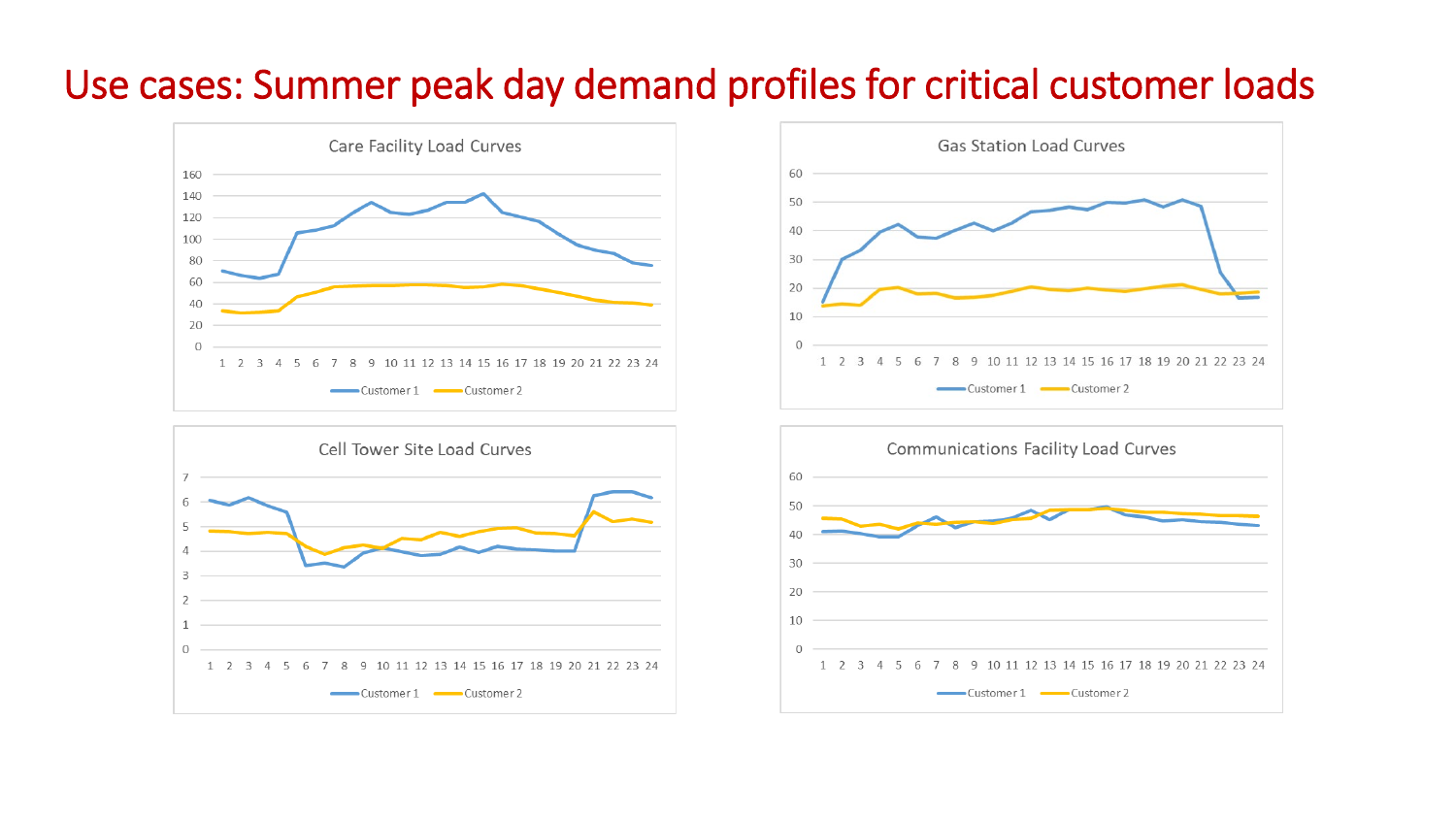# Use cases: Summer peak day demand profiles for critical customer loads

Care Facility Load Curves

Customer 1 | Customer 2

Gas Station Load Curves

Customer 1 | Customer 2

Cell Tower Site Load Curves

Customer 1 | Customer 2

Communications Facility Load Curves

Customer 1 | Customer 2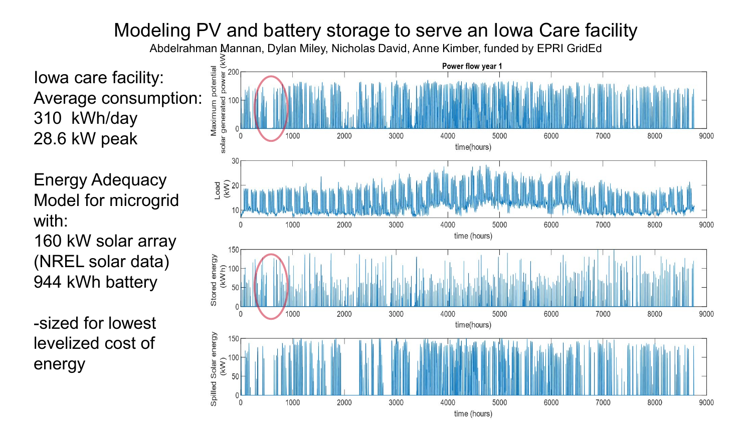# Modeling PV and battery storage to serve an Iowa Care facility

Abdelrahman Mannan, Dylan Miley, Nicholas David, Anne Kimber, funded by EPRI GridEd

Iowa care facility:
Average consumption:
310 kWh/day
28.6 kW peak

Energy Adequacy Model for microgrid with:
160 kW solar array (NREL solar data)
944 kWh battery

-sized for lowest levelized cost of energy

Power flow year 1

Maximum potential solar generated power (kW)

0
100
200

0 1000 2000 3000 4000 5000 6000 7000 8000 9000

time(hours)

Load (kW)

10
20
30

0 1000 2000 3000 4000 5000 6000 7000 8000 9000

time (hours)

Stored energy (kWh)

0
50
100
150

0 1000 2000 3000 4000 5000 6000 7000 8000 9000

time(hours)

Spilled Solar energy (kW)

0
50
100
150

0 1000 2000 3000 4000 5000 6000 7000 8000 9000

time (hours)